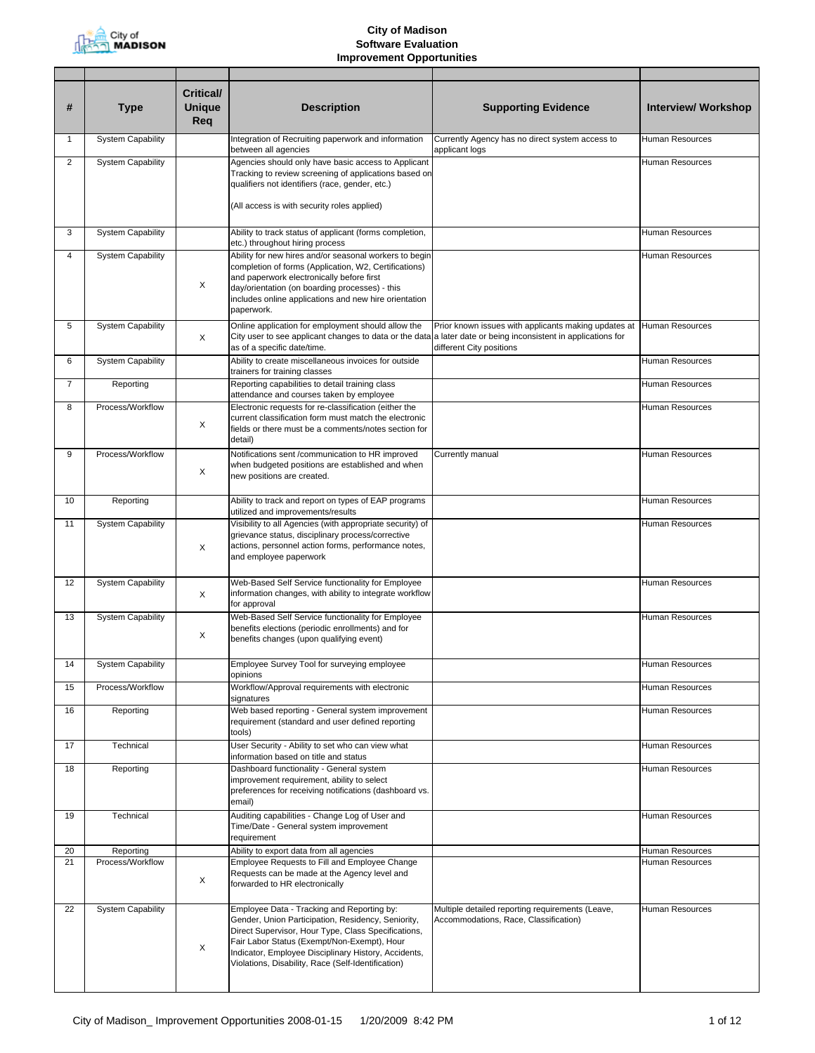# City of Madison
## Software Evaluation
## Improvement Opportunities

| # | Type | Critical/ Unique Req | Description | Supporting Evidence | Interview/ Workshop |
|---|---|---|---|---|---|
| 1 | System Capability | | Integration of Recruiting paperwork and information between all agencies | Currently Agency has no direct system access to applicant logs | Human Resources |
| 2 | System Capability | | Agencies should only have basic access to Applicant Tracking to review screening of applications based on qualifiers not identifiers (race, gender, etc.)<br><br>(All access is with security roles applied) | | Human Resources |
| 3 | System Capability | | Ability to track status of applicant (forms completion, etc.) throughout hiring process | | Human Resources |
| 4 | System Capability | X | Ability for new hires and/or seasonal workers to begin completion of forms (Application, W2, Certifications) and paperwork electronically before first day/orientation (on boarding processes) - this includes online applications and new hire orientation paperwork. | | Human Resources |
| 5 | System Capability | X | Online application for employment should allow the City user to see applicant changes to data or the data as of a specific date/time. | Prior known issues with applicants making updates at a later date or being inconsistent in applications for different City positions | Human Resources |
| 6 | System Capability | | Ability to create miscellaneous invoices for outside trainers for training classes | | Human Resources |
| 7 | Reporting | | Reporting capabilities to detail training class attendance and courses taken by employee | | Human Resources |
| 8 | Process/Workflow | X | Electronic requests for re-classification (either the current classification form must match the electronic fields or there must be a comments/notes section for detail) | | Human Resources |
| 9 | Process/Workflow | X | Notifications sent /communication to HR improved when budgeted positions are established and when new positions are created. | Currently manual | Human Resources |
| 10 | Reporting | | Ability to track and report on types of EAP programs utilized and improvements/results | | Human Resources |
| 11 | System Capability | X | Visibility to all Agencies (with appropriate security) of grievance status, disciplinary process/corrective actions, personnel action forms, performance notes, and employee paperwork | | Human Resources |
| 12 | System Capability | X | Web-Based Self Service functionality for Employee information changes, with ability to integrate workflow for approval | | Human Resources |
| 13 | System Capability | X | Web-Based Self Service functionality for Employee benefits elections (periodic enrollments) and for benefits changes (upon qualifying event) | | Human Resources |
| 14 | System Capability | | Employee Survey Tool for surveying employee opinions | | Human Resources |
| 15 | Process/Workflow | | Workflow/Approval requirements with electronic signatures | | Human Resources |
| 16 | Reporting | | Web based reporting - General system improvement requirement (standard and user defined reporting tools) | | Human Resources |
| 17 | Technical | | User Security - Ability to set who can view what information based on title and status | | Human Resources |
| 18 | Reporting | | Dashboard functionality - General system improvement requirement, ability to select preferences for receiving notifications (dashboard vs. email) | | Human Resources |
| 19 | Technical | | Auditing capabilities - Change Log of User and Time/Date - General system improvement requirement | | Human Resources |
| 20 | Reporting | | Ability to export data from all agencies | | Human Resources |
| 21 | Process/Workflow | X | Employee Requests to Fill and Employee Change Requests can be made at the Agency level and forwarded to HR electronically | | Human Resources |
| 22 | System Capability | X | Employee Data - Tracking and Reporting by: Gender, Union Participation, Residency, Seniority, Direct Supervisor, Hour Type, Class Specifications, Fair Labor Status (Exempt/Non-Exempt), Hour Indicator, Employee Disciplinary History, Accidents, Violations, Disability, Race (Self-Identification) | Multiple detailed reporting requirements (Leave, Accommodations, Race, Classification) | Human Resources |

City of Madison_ Improvement Opportunities 2008-01-15 1/20/2009 8:42 PM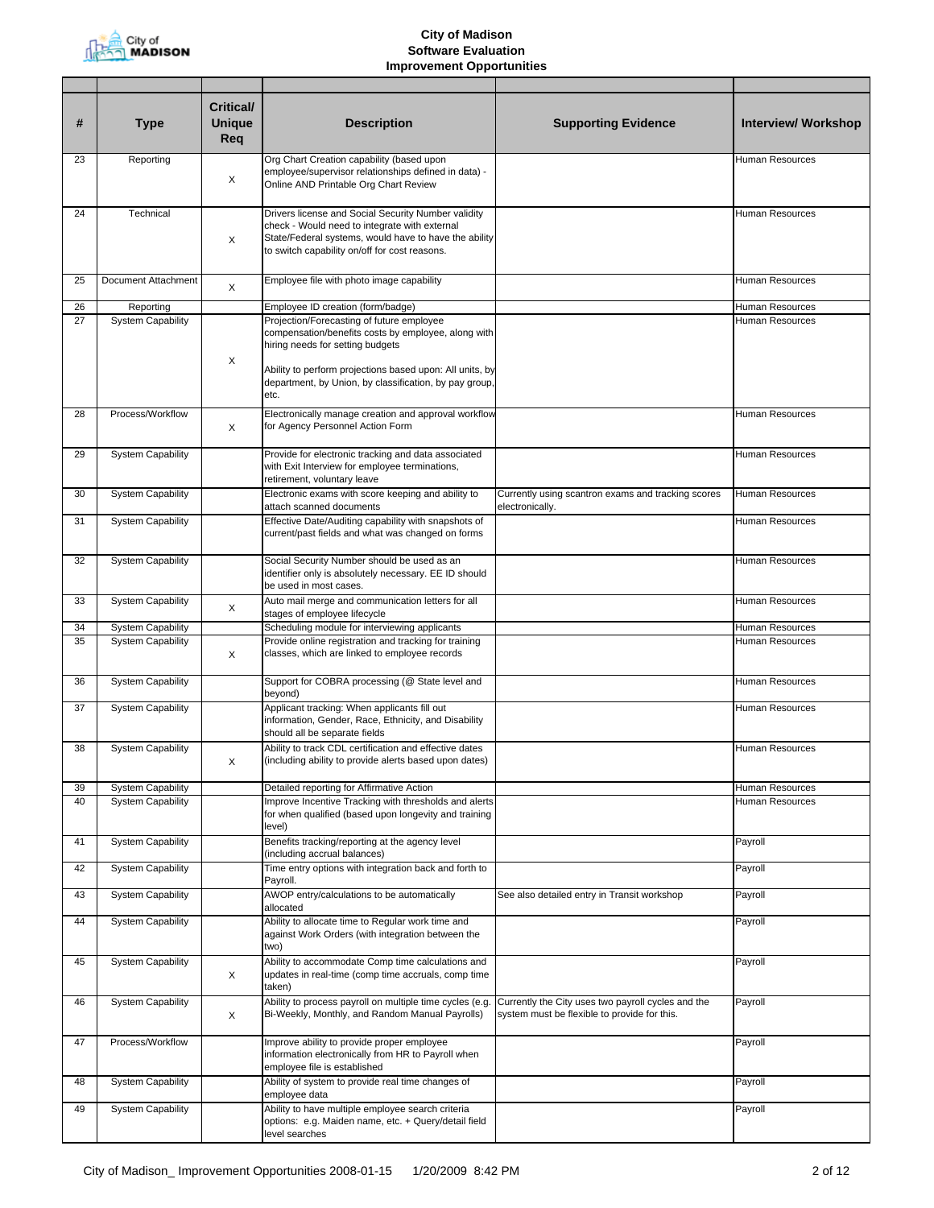# City of Madison
## Software Evaluation
## Improvement Opportunities

| # | Type | Critical/ Unique Req | Description | Supporting Evidence | Interview/ Workshop |
|---|---|---|---|---|---|
| 23 | Reporting | X | Org Chart Creation capability (based upon employee/supervisor relationships defined in data) - Online AND Printable Org Chart Review | | Human Resources |
| 24 | Technical | X | Drivers license and Social Security Number validity check - Would need to integrate with external State/Federal systems, would have to have the ability to switch capability on/off for cost reasons. | | Human Resources |
| 25 | Document Attachment | X | Employee file with photo image capability | | Human Resources |
| 26 | Reporting | | Employee ID creation (form/badge) | | Human Resources |
| 27 | System Capability | X | Projection/Forecasting of future employee compensation/benefits costs by employee, along with hiring needs for setting budgets<br><br>Ability to perform projections based upon: All units, by department, by Union, by classification, by pay group, etc. | | Human Resources |
| 28 | Process/Workflow | X | Electronically manage creation and approval workflow for Agency Personnel Action Form | | Human Resources |
| 29 | System Capability | | Provide for electronic tracking and data associated with Exit Interview for employee terminations, retirement, voluntary leave | | Human Resources |
| 30 | System Capability | | Electronic exams with score keeping and ability to attach scanned documents | Currently using scantron exams and tracking scores electronically. | Human Resources |
| 31 | System Capability | | Effective Date/Auditing capability with snapshots of current/past fields and what was changed on forms | | Human Resources |
| 32 | System Capability | | Social Security Number should be used as an identifier only is absolutely necessary. EE ID should be used in most cases. | | Human Resources |
| 33 | System Capability | X | Auto mail merge and communication letters for all stages of employee lifecycle | | Human Resources |
| 34 | System Capability | | Scheduling module for interviewing applicants | | Human Resources |
| 35 | System Capability | X | Provide online registration and tracking for training classes, which are linked to employee records | | Human Resources |
| 36 | System Capability | | Support for COBRA processing (@ State level and beyond) | | Human Resources |
| 37 | System Capability | | Applicant tracking: When applicants fill out information, Gender, Race, Ethnicity, and Disability should all be separate fields | | Human Resources |
| 38 | System Capability | X | Ability to track CDL certification and effective dates (including ability to provide alerts based upon dates) | | Human Resources |
| 39 | System Capability | | Detailed reporting for Affirmative Action | | Human Resources |
| 40 | System Capability | | Improve Incentive Tracking with thresholds and alerts for when qualified (based upon longevity and training level) | | Human Resources |
| 41 | System Capability | | Benefits tracking/reporting at the agency level (including accrual balances) | | Payroll |
| 42 | System Capability | | Time entry options with integration back and forth to Payroll. | | Payroll |
| 43 | System Capability | | AWOP entry/calculations to be automatically allocated | See also detailed entry in Transit workshop | Payroll |
| 44 | System Capability | | Ability to allocate time to Regular work time and against Work Orders (with integration between the two) | | Payroll |
| 45 | System Capability | X | Ability to accommodate Comp time calculations and updates in real-time (comp time accruals, comp time taken) | | Payroll |
| 46 | System Capability | X | Ability to process payroll on multiple time cycles (e.g. Bi-Weekly, Monthly, and Random Manual Payrolls) | Currently the City uses two payroll cycles and the system must be flexible to provide for this. | Payroll |
| 47 | Process/Workflow | | Improve ability to provide proper employee information electronically from HR to Payroll when employee file is established | | Payroll |
| 48 | System Capability | | Ability of system to provide real time changes of employee data | | Payroll |
| 49 | System Capability | | Ability to have multiple employee search criteria options: e.g. Maiden name, etc. + Query/detail field level searches | | Payroll |

City of Madison_ Improvement Opportunities 2008-01-15 1/20/2009 8:42 PM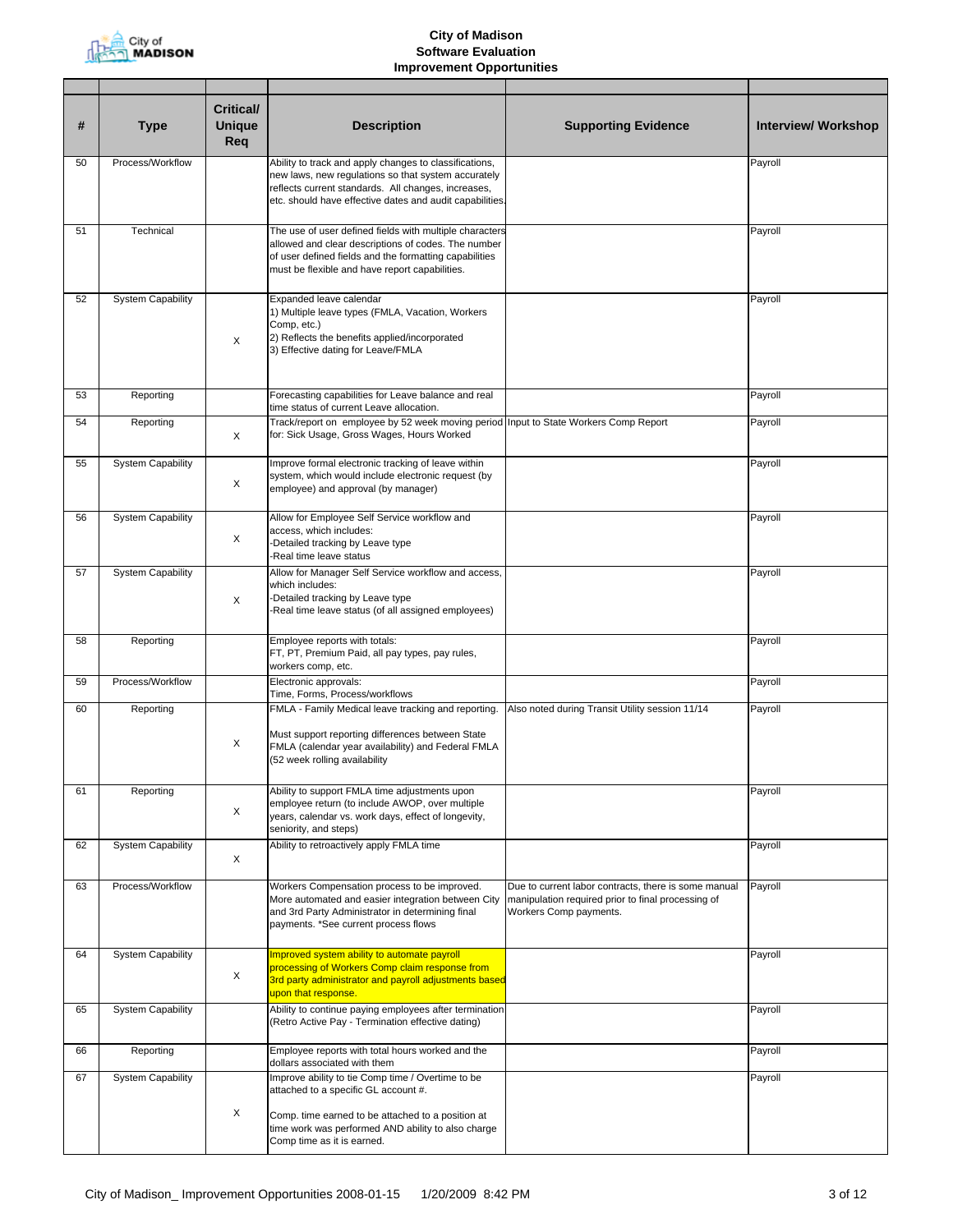# City of Madison
## Software Evaluation
## Improvement Opportunities

| # | Type | Critical/ Unique Req | Description | Supporting Evidence | Interview/ Workshop |
|---|---|---|---|---|---|
| 50 | Process/Workflow | | Ability to track and apply changes to classifications, new laws, new regulations so that system accurately reflects current standards. All changes, increases, etc. should have effective dates and audit capabilities. | | Payroll |
| 51 | Technical | | The use of user defined fields with multiple characters allowed and clear descriptions of codes. The number of user defined fields and the formatting capabilities must be flexible and have report capabilities. | | Payroll |
| 52 | System Capability | X | Expanded leave calendar<br>1) Multiple leave types (FMLA, Vacation, Workers Comp, etc.)<br>2) Reflects the benefits applied/incorporated<br>3) Effective dating for Leave/FMLA | | Payroll |
| 53 | Reporting | | Forecasting capabilities for Leave balance and real time status of current Leave allocation. | | Payroll |
| 54 | Reporting | X | Track/report on employee by 52 week moving period for: Sick Usage, Gross Wages, Hours Worked | Input to State Workers Comp Report | Payroll |
| 55 | System Capability | X | Improve formal electronic tracking of leave within system, which would include electronic request (by employee) and approval (by manager) | | Payroll |
| 56 | System Capability | X | Allow for Employee Self Service workflow and access, which includes:<br>-Detailed tracking by Leave type<br>-Real time leave status | | Payroll |
| 57 | System Capability | X | Allow for Manager Self Service workflow and access, which includes:<br>-Detailed tracking by Leave type<br>-Real time leave status (of all assigned employees) | | Payroll |
| 58 | Reporting | | Employee reports with totals:<br>FT, PT, Premium Paid, all pay types, pay rules, workers comp, etc. | | Payroll |
| 59 | Process/Workflow | | Electronic approvals:<br>Time, Forms, Process/workflows | | Payroll |
| 60 | Reporting | X | FMLA - Family Medical leave tracking and reporting.<br><br>Must support reporting differences between State FMLA (calendar year availability) and Federal FMLA (52 week rolling availability | Also noted during Transit Utility session 11/14 | Payroll |
| 61 | Reporting | X | Ability to support FMLA time adjustments upon employee return (to include AWOP, over multiple years, calendar vs. work days, effect of longevity, seniority, and steps) | | Payroll |
| 62 | System Capability | X | Ability to retroactively apply FMLA time | | Payroll |
| 63 | Process/Workflow | | Workers Compensation process to be improved. More automated and easier integration between City and 3rd Party Administrator in determining final payments. *See current process flows | Due to current labor contracts, there is some manual manipulation required prior to final processing of Workers Comp payments. | Payroll |
| 64 | System Capability | X | Improved system ability to automate payroll processing of Workers Comp claim response from 3rd party administrator and payroll adjustments based upon that response. | | Payroll |
| 65 | System Capability | | Ability to continue paying employees after termination (Retro Active Pay - Termination effective dating) | | Payroll |
| 66 | Reporting | | Employee reports with total hours worked and the dollars associated with them | | Payroll |
| 67 | System Capability | X | Improve ability to tie Comp time / Overtime to be attached to a specific GL account #.<br><br>Comp. time earned to be attached to a position at time work was performed AND ability to also charge Comp time as it is earned. | | Payroll |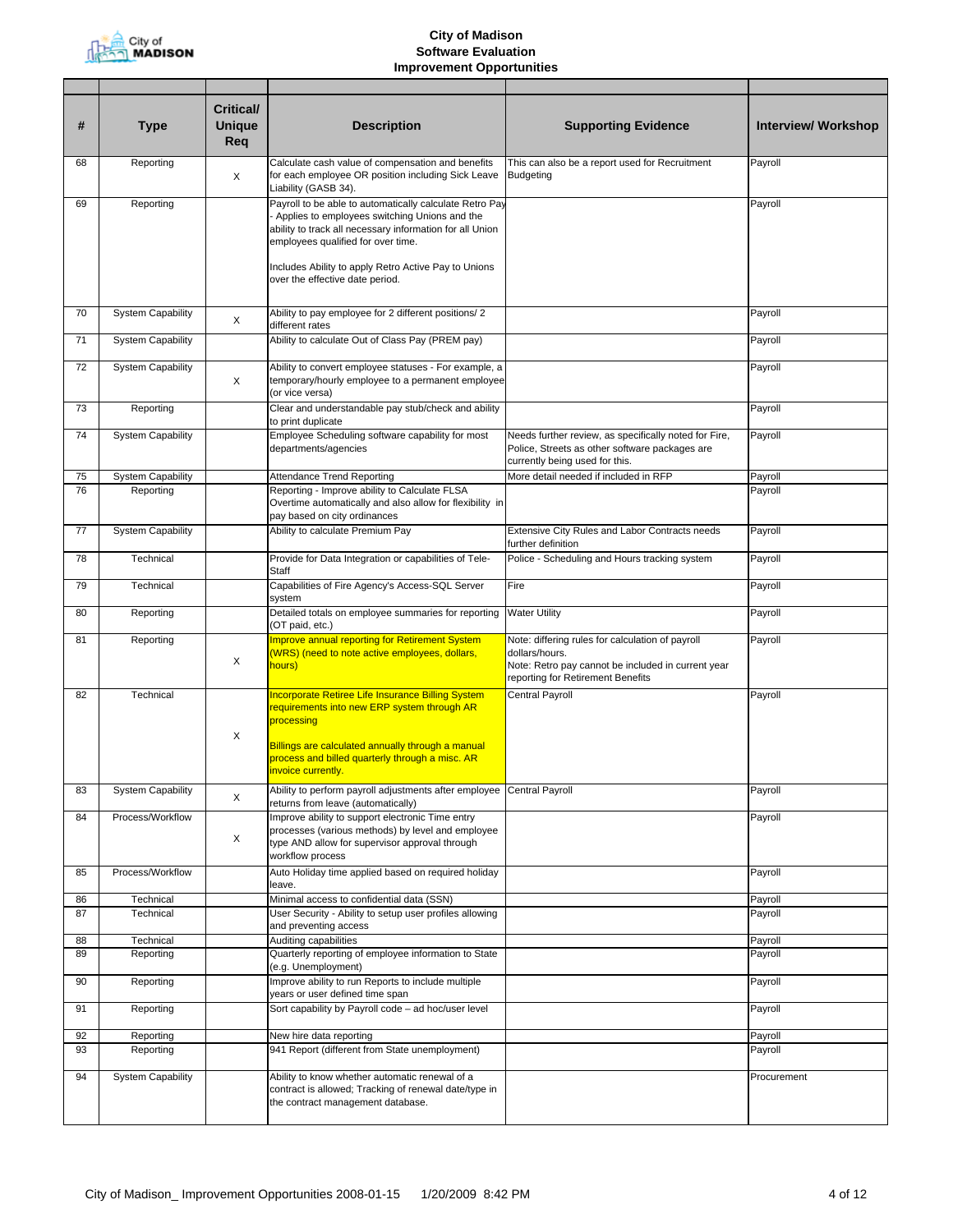# City of Madison
## Software Evaluation
## Improvement Opportunities

| # | Type | Critical/ Unique Req | Description | Supporting Evidence | Interview/ Workshop |
|---|---|---|---|---|---|
| 68 | Reporting | X | Calculate cash value of compensation and benefits for each employee OR position including Sick Leave Liability (GASB 34). | This can also be a report used for Recruitment Budgeting | Payroll |
| 69 | Reporting | | Payroll to be able to automatically calculate Retro Pay - Applies to employees switching Unions and the ability to track all necessary information for all Union employees qualified for over time.<br><br>Includes Ability to apply Retro Active Pay to Unions over the effective date period. | | Payroll |
| 70 | System Capability | X | Ability to pay employee for 2 different positions/ 2 different rates | | Payroll |
| 71 | System Capability | | Ability to calculate Out of Class Pay (PREM pay) | | Payroll |
| 72 | System Capability | X | Ability to convert employee statuses - For example, a temporary/hourly employee to a permanent employee (or vice versa) | | Payroll |
| 73 | Reporting | | Clear and understandable pay stub/check and ability to print duplicate | | Payroll |
| 74 | System Capability | | Employee Scheduling software capability for most departments/agencies | Needs further review, as specifically noted for Fire, Police, Streets as other software packages are currently being used for this. | Payroll |
| 75 | System Capability | | Attendance Trend Reporting | More detail needed if included in RFP | Payroll |
| 76 | Reporting | | Reporting - Improve ability to Calculate FLSA Overtime automatically and also allow for flexibility in pay based on city ordinances | | Payroll |
| 77 | System Capability | | Ability to calculate Premium Pay | Extensive City Rules and Labor Contracts needs further definition | Payroll |
| 78 | Technical | | Provide for Data Integration or capabilities of Tele-Staff | Police - Scheduling and Hours tracking system | Payroll |
| 79 | Technical | | Capabilities of Fire Agency's Access-SQL Server system | Fire | Payroll |
| 80 | Reporting | | Detailed totals on employee summaries for reporting (OT paid, etc.) | Water Utility | Payroll |
| 81 | Reporting | X | Improve annual reporting for Retirement System (WRS) (need to note active employees, dollars, hours) | Note: differing rules for calculation of payroll dollars/hours.<br>Note: Retro pay cannot be included in current year reporting for Retirement Benefits | Payroll |
| 82 | Technical | X | Incorporate Retiree Life Insurance Billing System requirements into new ERP system through AR processing<br><br>Billings are calculated annually through a manual process and billed quarterly through a misc. AR invoice currently. | Central Payroll | Payroll |
| 83 | System Capability | X | Ability to perform payroll adjustments after employee returns from leave (automatically) | Central Payroll | Payroll |
| 84 | Process/Workflow | X | Improve ability to support electronic Time entry processes (various methods) by level and employee type AND allow for supervisor approval through workflow process | | Payroll |
| 85 | Process/Workflow | | Auto Holiday time applied based on required holiday leave. | | Payroll |
| 86 | Technical | | Minimal access to confidential data (SSN) | | Payroll |
| 87 | Technical | | User Security - Ability to setup user profiles allowing and preventing access | | Payroll |
| 88 | Technical | | Auditing capabilities | | Payroll |
| 89 | Reporting | | Quarterly reporting of employee information to State (e.g. Unemployment) | | Payroll |
| 90 | Reporting | | Improve ability to run Reports to include multiple years or user defined time span | | Payroll |
| 91 | Reporting | | Sort capability by Payroll code – ad hoc/user level | | Payroll |
| 92 | Reporting | | New hire data reporting | | Payroll |
| 93 | Reporting | | 941 Report (different from State unemployment) | | Payroll |
| 94 | System Capability | | Ability to know whether automatic renewal of a contract is allowed; Tracking of renewal date/type in the contract management database. | | Procurement |

City of Madison_ Improvement Opportunities 2008-01-15 1/20/2009 8:42 PM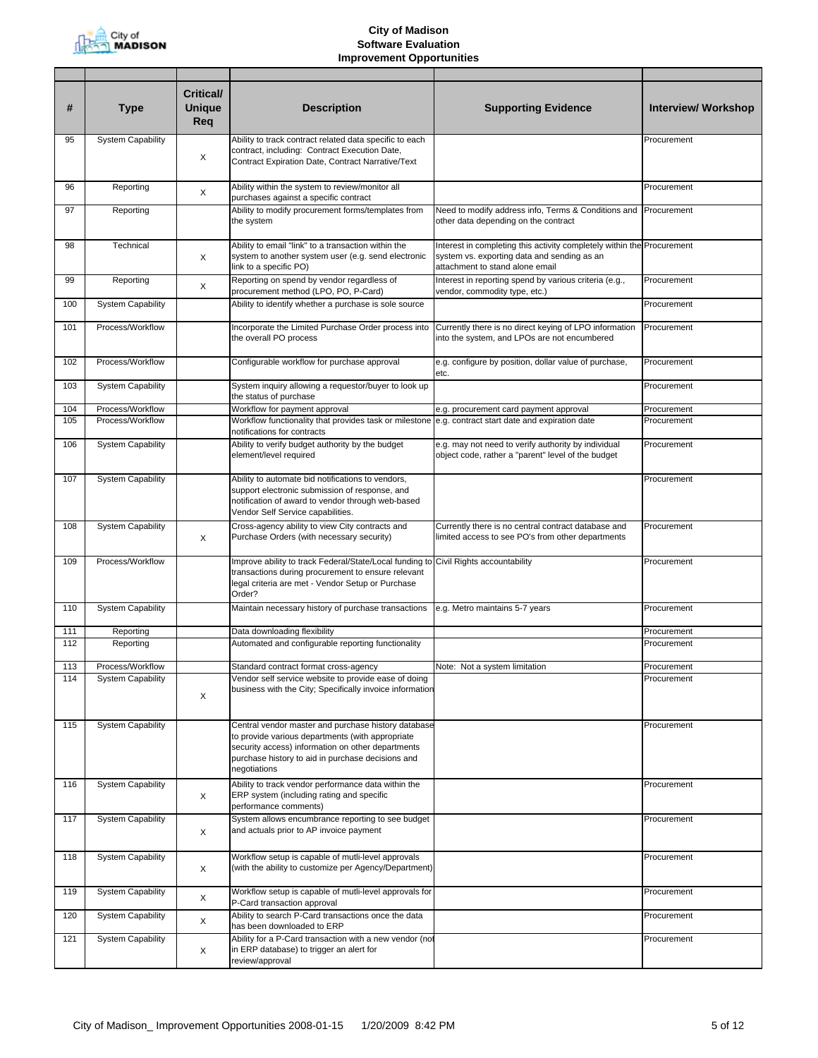# City of Madison
## Software Evaluation
## Improvement Opportunities

| # | Type | Critical/ Unique Req | Description | Supporting Evidence | Interview/ Workshop |
|---|---|---|---|---|---|
| 95 | System Capability | X | Ability to track contract related data specific to each contract, including: Contract Execution Date, Contract Expiration Date, Contract Narrative/Text | | Procurement |
| 96 | Reporting | X | Ability within the system to review/monitor all purchases against a specific contract | | Procurement |
| 97 | Reporting | | Ability to modify procurement forms/templates from the system | Need to modify address info, Terms & Conditions and other data depending on the contract | Procurement |
| 98 | Technical | X | Ability to email "link" to a transaction within the system to another system user (e.g. send electronic link to a specific PO) | Interest in completing this activity completely within the system vs. exporting data and sending as an attachment to stand alone email | Procurement |
| 99 | Reporting | X | Reporting on spend by vendor regardless of procurement method (LPO, PO, P-Card) | Interest in reporting spend by various criteria (e.g., vendor, commodity type, etc.) | Procurement |
| 100 | System Capability | | Ability to identify whether a purchase is sole source | | Procurement |
| 101 | Process/Workflow | | Incorporate the Limited Purchase Order process into the overall PO process | Currently there is no direct keying of LPO information into the system, and LPOs are not encumbered | Procurement |
| 102 | Process/Workflow | | Configurable workflow for purchase approval | e.g. configure by position, dollar value of purchase, etc. | Procurement |
| 103 | System Capability | | System inquiry allowing a requestor/buyer to look up the status of purchase | | Procurement |
| 104 | Process/Workflow | | Workflow for payment approval | e.g. procurement card payment approval | Procurement |
| 105 | Process/Workflow | | Workflow functionality that provides task or milestone notifications for contracts | e.g. contract start date and expiration date | Procurement |
| 106 | System Capability | | Ability to verify budget authority by the budget element/level required | e.g. may not need to verify authority by individual object code, rather a "parent" level of the budget | Procurement |
| 107 | System Capability | | Ability to automate bid notifications to vendors, support electronic submission of response, and notification of award to vendor through web-based Vendor Self Service capabilities. | | Procurement |
| 108 | System Capability | X | Cross-agency ability to view City contracts and Purchase Orders (with necessary security) | Currently there is no central contract database and limited access to see PO's from other departments | Procurement |
| 109 | Process/Workflow | | Improve ability to track Federal/State/Local funding to transactions during procurement to ensure relevant legal criteria are met - Vendor Setup or Purchase Order? | Civil Rights accountability | Procurement |
| 110 | System Capability | | Maintain necessary history of purchase transactions | e.g. Metro maintains 5-7 years | Procurement |
| 111 | Reporting | | Data downloading flexibility | | Procurement |
| 112 | Reporting | | Automated and configurable reporting functionality | | Procurement |
| 113 | Process/Workflow | | Standard contract format cross-agency | Note: Not a system limitation | Procurement |
| 114 | System Capability | X | Vendor self service website to provide ease of doing business with the City; Specifically invoice information | | Procurement |
| 115 | System Capability | | Central vendor master and purchase history database to provide various departments (with appropriate security access) information on other departments purchase history to aid in purchase decisions and negotiations | | Procurement |
| 116 | System Capability | X | Ability to track vendor performance data within the ERP system (including rating and specific performance comments) | | Procurement |
| 117 | System Capability | X | System allows encumbrance reporting to see budget and actuals prior to AP invoice payment | | Procurement |
| 118 | System Capability | X | Workflow setup is capable of mutli-level approvals (with the ability to customize per Agency/Department) | | Procurement |
| 119 | System Capability | X | Workflow setup is capable of mutli-level approvals for P-Card transaction approval | | Procurement |
| 120 | System Capability | X | Ability to search P-Card transactions once the data has been downloaded to ERP | | Procurement |
| 121 | System Capability | X | Ability for a P-Card transaction with a new vendor (not in ERP database) to trigger an alert for review/approval | | Procurement |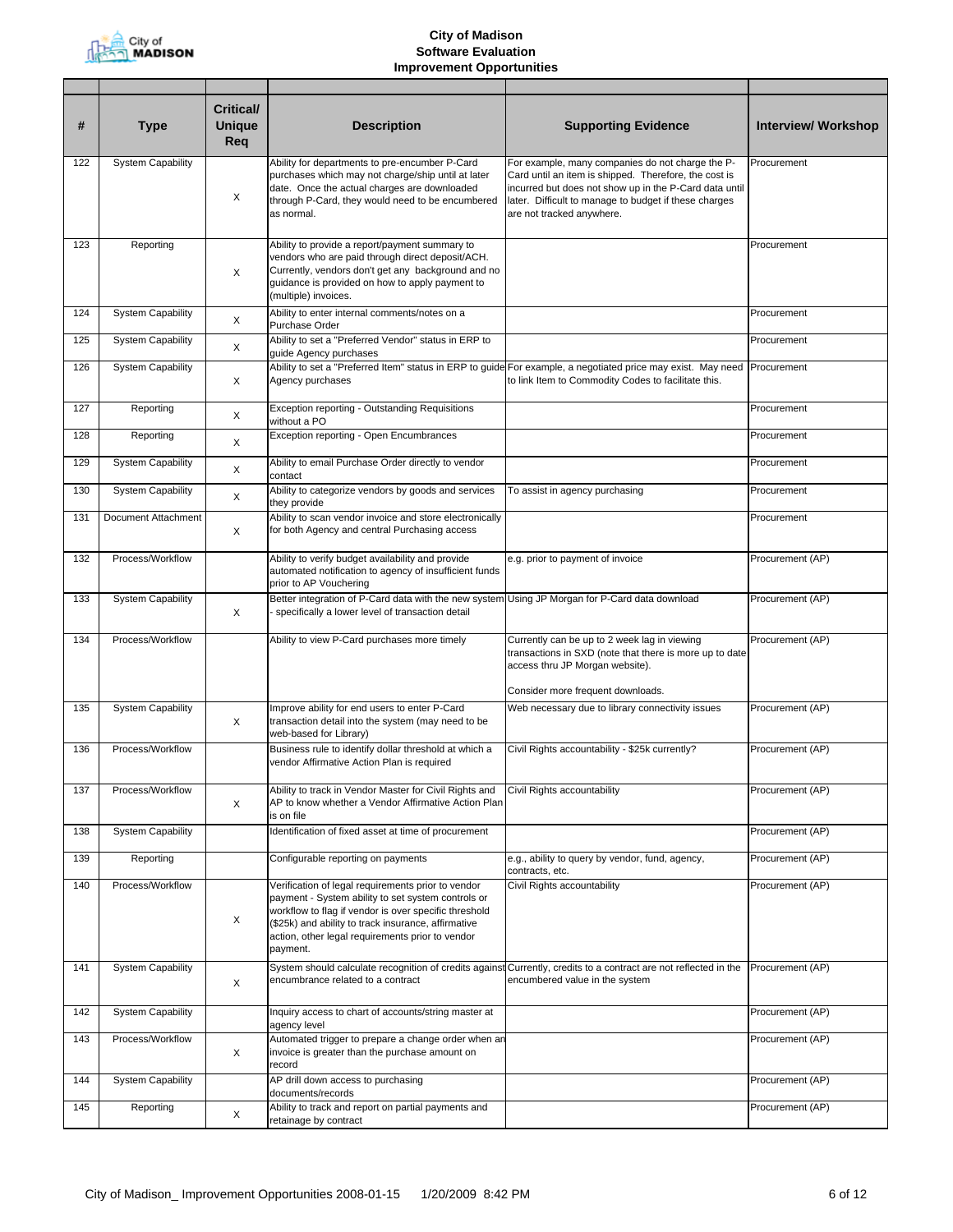# City of Madison
## Software Evaluation
### Improvement Opportunities

| # | Type | Critical/ Unique Req | Description | Supporting Evidence | Interview/ Workshop |
|---|---|---|---|---|---|
| 122 | System Capability | X | Ability for departments to pre-encumber P-Card purchases which may not charge/ship until at later date. Once the actual charges are downloaded through P-Card, they would need to be encumbered as normal. | For example, many companies do not charge the P-Card until an item is shipped. Therefore, the cost is incurred but does not show up in the P-Card data until later. Difficult to manage to budget if these charges are not tracked anywhere. | Procurement |
| 123 | Reporting | X | Ability to provide a report/payment summary to vendors who are paid through direct deposit/ACH. Currently, vendors don't get any background and no guidance is provided on how to apply payment to (multiple) invoices. | | Procurement |
| 124 | System Capability | X | Ability to enter internal comments/notes on a Purchase Order | | Procurement |
| 125 | System Capability | X | Ability to set a "Preferred Vendor" status in ERP to guide Agency purchases | | Procurement |
| 126 | System Capability | X | Ability to set a "Preferred Item" status in ERP to guide Agency purchases | For example, a negotiated price may exist. May need to link Item to Commodity Codes to facilitate this. | Procurement |
| 127 | Reporting | X | Exception reporting - Outstanding Requisitions without a PO | | Procurement |
| 128 | Reporting | X | Exception reporting - Open Encumbrances | | Procurement |
| 129 | System Capability | X | Ability to email Purchase Order directly to vendor contact | | Procurement |
| 130 | System Capability | X | Ability to categorize vendors by goods and services they provide | To assist in agency purchasing | Procurement |
| 131 | Document Attachment | X | Ability to scan vendor invoice and store electronically for both Agency and central Purchasing access | | Procurement |
| 132 | Process/Workflow | | Ability to verify budget availability and provide automated notification to agency of insufficient funds prior to AP Vouchering | e.g. prior to payment of invoice | Procurement (AP) |
| 133 | System Capability | X | Better integration of P-Card data with the new system - specifically a lower level of transaction detail | Using JP Morgan for P-Card data download | Procurement (AP) |
| 134 | Process/Workflow | | Ability to view P-Card purchases more timely | Currently can be up to 2 week lag in viewing transactions in SXD (note that there is more up to date access thru JP Morgan website).<br><br>Consider more frequent downloads. | Procurement (AP) |
| 135 | System Capability | X | Improve ability for end users to enter P-Card transaction detail into the system (may need to be web-based for Library) | Web necessary due to library connectivity issues | Procurement (AP) |
| 136 | Process/Workflow | | Business rule to identify dollar threshold at which a vendor Affirmative Action Plan is required | Civil Rights accountability - $25k currently? | Procurement (AP) |
| 137 | Process/Workflow | X | Ability to track in Vendor Master for Civil Rights and AP to know whether a Vendor Affirmative Action Plan is on file | Civil Rights accountability | Procurement (AP) |
| 138 | System Capability | | Identification of fixed asset at time of procurement | | Procurement (AP) |
| 139 | Reporting | | Configurable reporting on payments | e.g., ability to query by vendor, fund, agency, contracts, etc. | Procurement (AP) |
| 140 | Process/Workflow | X | Verification of legal requirements prior to vendor payment - System ability to set system controls or workflow to flag if vendor is over specific threshold ($25k) and ability to track insurance, affirmative action, other legal requirements prior to vendor payment. | Civil Rights accountability | Procurement (AP) |
| 141 | System Capability | X | System should calculate recognition of credits against encumbrance related to a contract | Currently, credits to a contract are not reflected in the encumbered value in the system | Procurement (AP) |
| 142 | System Capability | | Inquiry access to chart of accounts/string master at agency level | | Procurement (AP) |
| 143 | Process/Workflow | X | Automated trigger to prepare a change order when an invoice is greater than the purchase amount on record | | Procurement (AP) |
| 144 | System Capability | | AP drill down access to purchasing documents/records | | Procurement (AP) |
| 145 | Reporting | X | Ability to track and report on partial payments and retainage by contract | | Procurement (AP) |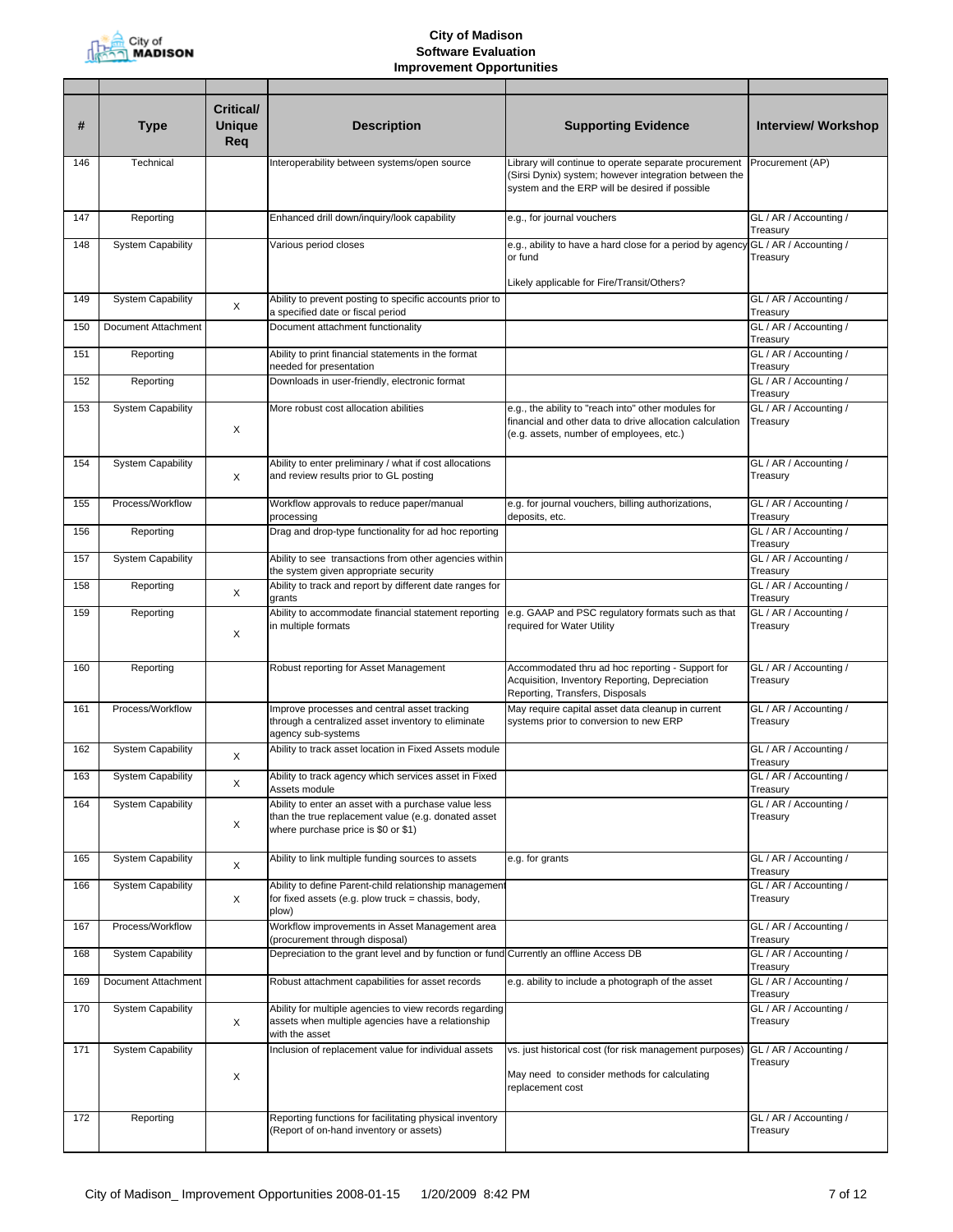# City of Madison
## Software Evaluation
## Improvement Opportunities

| # | Type | Critical/ Unique Req | Description | Supporting Evidence | Interview/ Workshop |
|---|---|---|---|---|---|
| 146 | Technical | | Interoperability between systems/open source | Library will continue to operate separate procurement (Sirsi Dynix) system; however integration between the system and the ERP will be desired if possible | Procurement (AP) |
| 147 | Reporting | | Enhanced drill down/inquiry/look capability | e.g., for journal vouchers | GL / AR / Accounting / Treasury |
| 148 | System Capability | | Various period closes | e.g., ability to have a hard close for a period by agency or fund<br><br>Likely applicable for Fire/Transit/Others? | GL / AR / Accounting / Treasury |
| 149 | System Capability | X | Ability to prevent posting to specific accounts prior to a specified date or fiscal period | | GL / AR / Accounting / Treasury |
| 150 | Document Attachment | | Document attachment functionality | | GL / AR / Accounting / Treasury |
| 151 | Reporting | | Ability to print financial statements in the format needed for presentation | | GL / AR / Accounting / Treasury |
| 152 | Reporting | | Downloads in user-friendly, electronic format | | GL / AR / Accounting / Treasury |
| 153 | System Capability | X | More robust cost allocation abilities | e.g., the ability to "reach into" other modules for financial and other data to drive allocation calculation (e.g. assets, number of employees, etc.) | GL / AR / Accounting / Treasury |
| 154 | System Capability | X | Ability to enter preliminary / what if cost allocations and review results prior to GL posting | | GL / AR / Accounting / Treasury |
| 155 | Process/Workflow | | Workflow approvals to reduce paper/manual processing | e.g. for journal vouchers, billing authorizations, deposits, etc. | GL / AR / Accounting / Treasury |
| 156 | Reporting | | Drag and drop-type functionality for ad hoc reporting | | GL / AR / Accounting / Treasury |
| 157 | System Capability | | Ability to see transactions from other agencies within the system given appropriate security | | GL / AR / Accounting / Treasury |
| 158 | Reporting | X | Ability to track and report by different date ranges for grants | | GL / AR / Accounting / Treasury |
| 159 | Reporting | X | Ability to accommodate financial statement reporting in multiple formats | e.g. GAAP and PSC regulatory formats such as that required for Water Utility | GL / AR / Accounting / Treasury |
| 160 | Reporting | | Robust reporting for Asset Management | Accommodated thru ad hoc reporting - Support for Acquisition, Inventory Reporting, Depreciation Reporting, Transfers, Disposals | GL / AR / Accounting / Treasury |
| 161 | Process/Workflow | | Improve processes and central asset tracking through a centralized asset inventory to eliminate agency sub-systems | May require capital asset data cleanup in current systems prior to conversion to new ERP | GL / AR / Accounting / Treasury |
| 162 | System Capability | X | Ability to track asset location in Fixed Assets module | | GL / AR / Accounting / Treasury |
| 163 | System Capability | X | Ability to track agency which services asset in Fixed Assets module | | GL / AR / Accounting / Treasury |
| 164 | System Capability | X | Ability to enter an asset with a purchase value less than the true replacement value (e.g. donated asset where purchase price is $0 or $1) | | GL / AR / Accounting / Treasury |
| 165 | System Capability | X | Ability to link multiple funding sources to assets | e.g. for grants | GL / AR / Accounting / Treasury |
| 166 | System Capability | X | Ability to define Parent-child relationship management for fixed assets (e.g. plow truck = chassis, body, plow) | | GL / AR / Accounting / Treasury |
| 167 | Process/Workflow | | Workflow improvements in Asset Management area (procurement through disposal) | | GL / AR / Accounting / Treasury |
| 168 | System Capability | | Depreciation to the grant level and by function or fund | Currently an offline Access DB | GL / AR / Accounting / Treasury |
| 169 | Document Attachment | | Robust attachment capabilities for asset records | e.g. ability to include a photograph of the asset | GL / AR / Accounting / Treasury |
| 170 | System Capability | X | Ability for multiple agencies to view records regarding assets when multiple agencies have a relationship with the asset | | GL / AR / Accounting / Treasury |
| 171 | System Capability | X | Inclusion of replacement value for individual assets | vs. just historical cost (for risk management purposes)<br><br>May need to consider methods for calculating replacement cost | GL / AR / Accounting / Treasury |
| 172 | Reporting | | Reporting functions for facilitating physical inventory (Report of on-hand inventory or assets) | | GL / AR / Accounting / Treasury |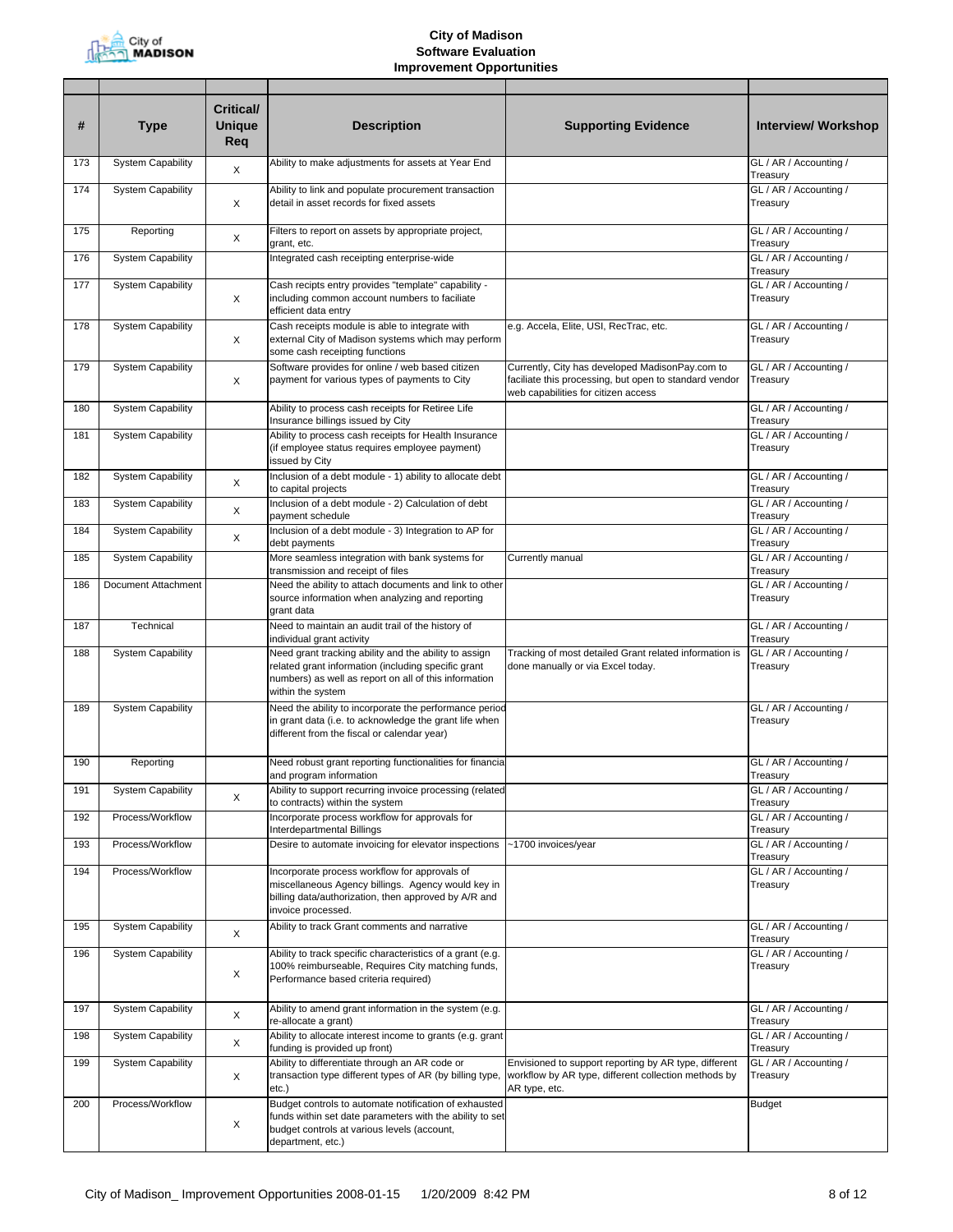# City of Madison
## Software Evaluation
## Improvement Opportunities

| # | Type | Critical/ Unique Req | Description | Supporting Evidence | Interview/ Workshop |
|---|---|---|---|---|---|
| 173 | System Capability | X | Ability to make adjustments for assets at Year End | | GL / AR / Accounting / Treasury |
| 174 | System Capability | X | Ability to link and populate procurement transaction detail in asset records for fixed assets | | GL / AR / Accounting / Treasury |
| 175 | Reporting | X | Filters to report on assets by appropriate project, grant, etc. | | GL / AR / Accounting / Treasury |
| 176 | System Capability | | Integrated cash receipting enterprise-wide | | GL / AR / Accounting / Treasury |
| 177 | System Capability | X | Cash recipts entry provides "template" capability - including common account numbers to faciliate efficient data entry | | GL / AR / Accounting / Treasury |
| 178 | System Capability | X | Cash receipts module is able to integrate with external City of Madison systems which may perform some cash receipting functions | e.g. Accela, Elite, USI, RecTrac, etc. | GL / AR / Accounting / Treasury |
| 179 | System Capability | X | Software provides for online / web based citizen payment for various types of payments to City | Currently, City has developed MadisonPay.com to faciliate this processing, but open to standard vendor web capabilities for citizen access | GL / AR / Accounting / Treasury |
| 180 | System Capability | | Ability to process cash receipts for Retiree Life Insurance billings issued by City | | GL / AR / Accounting / Treasury |
| 181 | System Capability | | Ability to process cash receipts for Health Insurance (if employee status requires employee payment) issued by City | | GL / AR / Accounting / Treasury |
| 182 | System Capability | X | Inclusion of a debt module - 1) ability to allocate debt to capital projects | | GL / AR / Accounting / Treasury |
| 183 | System Capability | X | Inclusion of a debt module - 2) Calculation of debt payment schedule | | GL / AR / Accounting / Treasury |
| 184 | System Capability | X | Inclusion of a debt module - 3) Integration to AP for debt payments | | GL / AR / Accounting / Treasury |
| 185 | System Capability | | More seamless integration with bank systems for transmission and receipt of files | Currently manual | GL / AR / Accounting / Treasury |
| 186 | Document Attachment | | Need the ability to attach documents and link to other source information when analyzing and reporting grant data | | GL / AR / Accounting / Treasury |
| 187 | Technical | | Need to maintain an audit trail of the history of individual grant activity | | GL / AR / Accounting / Treasury |
| 188 | System Capability | | Need grant tracking ability and the ability to assign related grant information (including specific grant numbers) as well as report on all of this information within the system | Tracking of most detailed Grant related information is done manually or via Excel today. | GL / AR / Accounting / Treasury |
| 189 | System Capability | | Need the ability to incorporate the performance period in grant data (i.e. to acknowledge the grant life when different from the fiscal or calendar year) | | GL / AR / Accounting / Treasury |
| 190 | Reporting | | Need robust grant reporting functionalities for financial and program information | | GL / AR / Accounting / Treasury |
| 191 | System Capability | X | Ability to support recurring invoice processing (related to contracts) within the system | | GL / AR / Accounting / Treasury |
| 192 | Process/Workflow | | Incorporate process workflow for approvals for Interdepartmental Billings | | GL / AR / Accounting / Treasury |
| 193 | Process/Workflow | | Desire to automate invoicing for elevator inspections | ~1700 invoices/year | GL / AR / Accounting / Treasury |
| 194 | Process/Workflow | | Incorporate process workflow for approvals of miscellaneous Agency billings. Agency would key in billing data/authorization, then approved by A/R and invoice processed. | | GL / AR / Accounting / Treasury |
| 195 | System Capability | X | Ability to track Grant comments and narrative | | GL / AR / Accounting / Treasury |
| 196 | System Capability | X | Ability to track specific characteristics of a grant (e.g. 100% reimburseable, Requires City matching funds, Performance based criteria required) | | GL / AR / Accounting / Treasury |
| 197 | System Capability | X | Ability to amend grant information in the system (e.g. re-allocate a grant) | | GL / AR / Accounting / Treasury |
| 198 | System Capability | X | Ability to allocate interest income to grants (e.g. grant funding is provided up front) | | GL / AR / Accounting / Treasury |
| 199 | System Capability | X | Ability to differentiate through an AR code or transaction type different types of AR (by billing type, etc.) | Envisioned to support reporting by AR type, different workflow by AR type, different collection methods by AR type, etc. | GL / AR / Accounting / Treasury |
| 200 | Process/Workflow | X | Budget controls to automate notification of exhausted funds within set date parameters with the ability to set budget controls at various levels (account, department, etc.) | | Budget |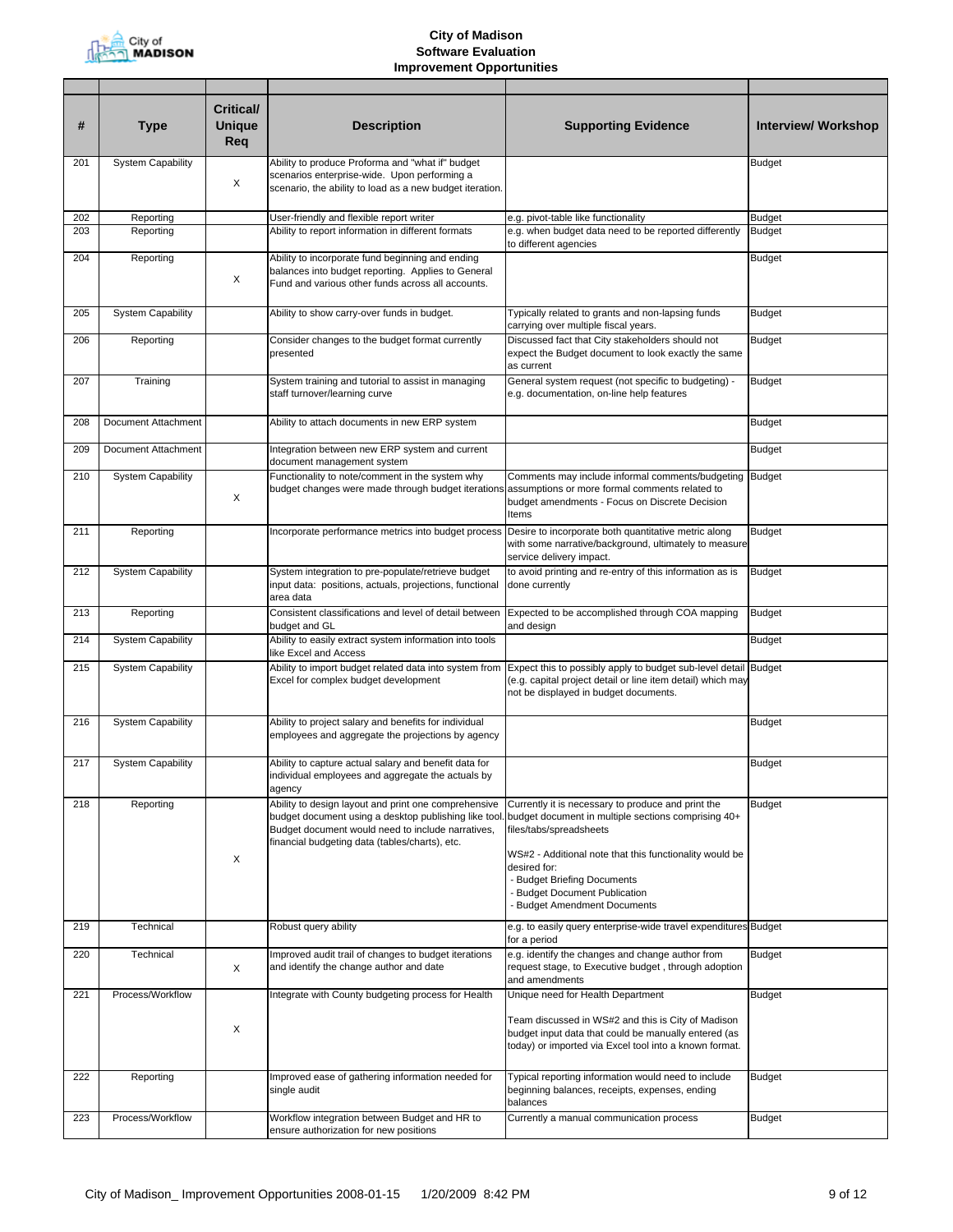# City of Madison
## Software Evaluation
## Improvement Opportunities

| # | Type | Critical/ Unique Req | Description | Supporting Evidence | Interview/ Workshop |
|---|---|---|---|---|---|
| 201 | System Capability | X | Ability to produce Proforma and "what if" budget scenarios enterprise-wide. Upon performing a scenario, the ability to load as a new budget iteration. | | Budget |
| 202 | Reporting | | User-friendly and flexible report writer | e.g. pivot-table like functionality | Budget |
| 203 | Reporting | | Ability to report information in different formats | e.g. when budget data need to be reported differently to different agencies | Budget |
| 204 | Reporting | X | Ability to incorporate fund beginning and ending balances into budget reporting. Applies to General Fund and various other funds across all accounts. | | Budget |
| 205 | System Capability | | Ability to show carry-over funds in budget. | Typically related to grants and non-lapsing funds carrying over multiple fiscal years. | Budget |
| 206 | Reporting | | Consider changes to the budget format currently presented | Discussed fact that City stakeholders should not expect the Budget document to look exactly the same as current | Budget |
| 207 | Training | | System training and tutorial to assist in managing staff turnover/learning curve | General system request (not specific to budgeting) - e.g. documentation, on-line help features | Budget |
| 208 | Document Attachment | | Ability to attach documents in new ERP system | | Budget |
| 209 | Document Attachment | | Integration between new ERP system and current document management system | | Budget |
| 210 | System Capability | X | Functionality to note/comment in the system why budget changes were made through budget iterations | Comments may include informal comments/budgeting assumptions or more formal comments related to budget amendments - Focus on Discrete Decision Items | Budget |
| 211 | Reporting | | Incorporate performance metrics into budget process | Desire to incorporate both quantitative metric along with some narrative/background, ultimately to measure service delivery impact. | Budget |
| 212 | System Capability | | System integration to pre-populate/retrieve budget input data: positions, actuals, projections, functional area data | to avoid printing and re-entry of this information as is done currently | Budget |
| 213 | Reporting | | Consistent classifications and level of detail between budget and GL | Expected to be accomplished through COA mapping and design | Budget |
| 214 | System Capability | | Ability to easily extract system information into tools like Excel and Access | | Budget |
| 215 | System Capability | | Ability to import budget related data into system from Excel for complex budget development | Expect this to possibly apply to budget sub-level detail (e.g. capital project detail or line item detail) which may not be displayed in budget documents. | Budget |
| 216 | System Capability | | Ability to project salary and benefits for individual employees and aggregate the projections by agency | | Budget |
| 217 | System Capability | | Ability to capture actual salary and benefit data for individual employees and aggregate the actuals by agency | | Budget |
| 218 | Reporting | X | Ability to design layout and print one comprehensive budget document using a desktop publishing like tool. Budget document would need to include narratives, financial budgeting data (tables/charts), etc. | Currently it is necessary to produce and print the budget document in multiple sections comprising 40+ files/tabs/spreadsheets<br><br>WS#2 - Additional note that this functionality would be desired for:<br>- Budget Briefing Documents<br>- Budget Document Publication<br>- Budget Amendment Documents | Budget |
| 219 | Technical | | Robust query ability | e.g. to easily query enterprise-wide travel expenditures for a period | Budget |
| 220 | Technical | X | Improved audit trail of changes to budget iterations and identify the change author and date | e.g. identify the changes and change author from request stage, to Executive budget , through adoption and amendments | Budget |
| 221 | Process/Workflow | X | Integrate with County budgeting process for Health | Unique need for Health Department<br><br>Team discussed in WS#2 and this is City of Madison budget input data that could be manually entered (as today) or imported via Excel tool into a known format. | Budget |
| 222 | Reporting | | Improved ease of gathering information needed for single audit | Typical reporting information would need to include beginning balances, receipts, expenses, ending balances | Budget |
| 223 | Process/Workflow | | Workflow integration between Budget and HR to ensure authorization for new positions | Currently a manual communication process | Budget |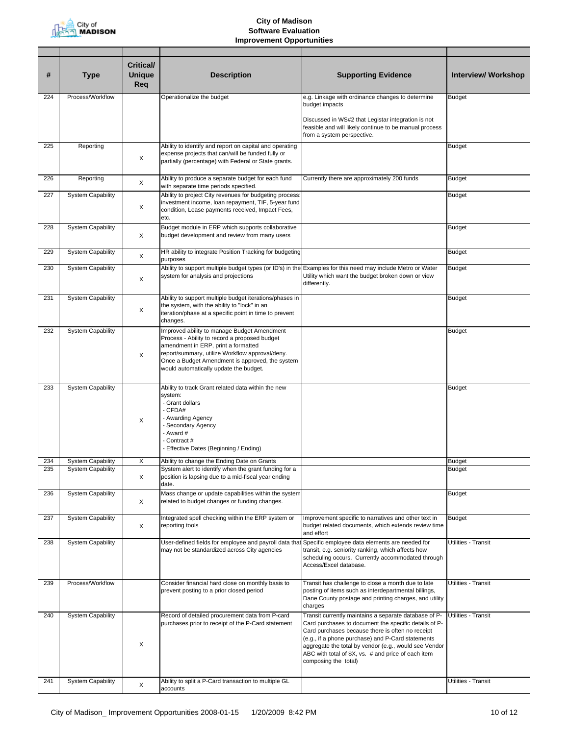# City of Madison
## Software Evaluation
## Improvement Opportunities

| # | Type | Critical/ Unique Req | Description | Supporting Evidence | Interview/ Workshop |
|---|---|---|---|---|---|
| 224 | Process/Workflow | | Operationalize the budget | e.g. Linkage with ordinance changes to determine budget impacts<br><br>Discussed in WS#2 that Legistar integration is not feasible and will likely continue to be manual process from a system perspective. | Budget |
| 225 | Reporting | X | Ability to identify and report on capital and operating expense projects that can/will be funded fully or partially (percentage) with Federal or State grants. | | Budget |
| 226 | Reporting | X | Ability to produce a separate budget for each fund with separate time periods specified. | Currently there are approximately 200 funds | Budget |
| 227 | System Capability | X | Ability to project City revenues for budgeting process: investment income, loan repayment, TIF, 5-year fund condition, Lease payments received, Impact Fees, etc. | | Budget |
| 228 | System Capability | X | Budget module in ERP which supports collaborative budget development and review from many users | | Budget |
| 229 | System Capability | X | HR ability to integrate Position Tracking for budgeting purposes | | Budget |
| 230 | System Capability | X | Ability to support multiple budget types (or ID's) in the system for analysis and projections | Examples for this need may include Metro or Water Utility which want the budget broken down or view differently. | Budget |
| 231 | System Capability | X | Ability to support multiple budget iterations/phases in the system, with the ability to "lock" in an iteration/phase at a specific point in time to prevent changes. | | Budget |
| 232 | System Capability | X | Improved ability to manage Budget Amendment Process - Ability to record a proposed budget amendment in ERP, print a formatted report/summary, utilize Workflow approval/deny. Once a Budget Amendment is approved, the system would automatically update the budget. | | Budget |
| 233 | System Capability | X | Ability to track Grant related data within the new system:<br>- Grant dollars<br>- CFDA#<br>- Awarding Agency<br>- Secondary Agency<br>- Award #<br>- Contract #<br>- Effective Dates (Beginning / Ending) | | Budget |
| 234 | System Capability | X | Ability to change the Ending Date on Grants | | Budget |
| 235 | System Capability | X | System alert to identify when the grant funding for a position is lapsing due to a mid-fiscal year ending date. | | Budget |
| 236 | System Capability | X | Mass change or update capabilities within the system related to budget changes or funding changes. | | Budget |
| 237 | System Capability | X | Integrated spell checking within the ERP system or reporting tools | Improvement specific to narratives and other text in budget related documents, which extends review time and effort | Budget |
| 238 | System Capability | | User-defined fields for employee and payroll data that may not be standardized across City agencies | Specific employee data elements are needed for transit, e.g. seniority ranking, which affects how scheduling occurs. Currently accommodated through Access/Excel database. | Utilities - Transit |
| 239 | Process/Workflow | | Consider financial hard close on monthly basis to prevent posting to a prior closed period | Transit has challenge to close a month due to late posting of items such as interdepartmental billings, Dane County postage and printing charges, and utility charges | Utilities - Transit |
| 240 | System Capability | X | Record of detailed procurement data from P-card purchases prior to receipt of the P-Card statement | Transit currently maintains a separate database of P-Card purchases to document the specific details of P-Card purchases because there is often no receipt (e.g., if a phone purchase) and P-Card statements aggregate the total by vendor (e.g., would see Vendor ABC with total of $X, vs. # and price of each item composing the total) | Utilities - Transit |
| 241 | System Capability | X | Ability to split a P-Card transaction to multiple GL accounts | | Utilities - Transit |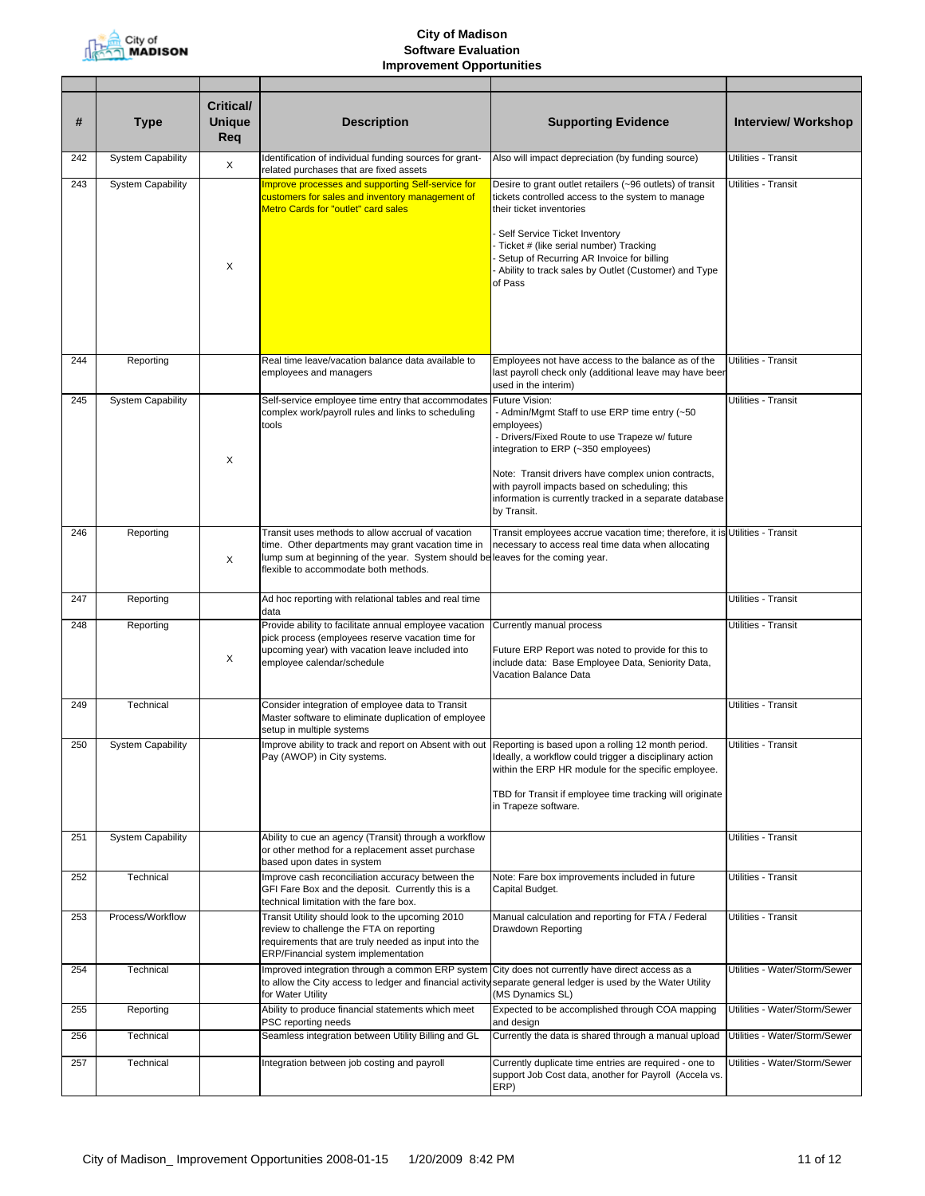# City of Madison
## Software Evaluation
## Improvement Opportunities

| # | Type | Critical/ Unique Req | Description | Supporting Evidence | Interview/ Workshop |
|---|---|---|---|---|---|
| 242 | System Capability | X | Identification of individual funding sources for grant-related purchases that are fixed assets | Also will impact depreciation (by funding source) | Utilities - Transit |
| 243 | System Capability | X | Improve processes and supporting Self-service for customers for sales and inventory management of Metro Cards for "outlet" card sales | Desire to grant outlet retailers (~96 outlets) of transit tickets controlled access to the system to manage their ticket inventories<br><br>- Self Service Ticket Inventory<br>- Ticket # (like serial number) Tracking<br>- Setup of Recurring AR Invoice for billing<br>- Ability to track sales by Outlet (Customer) and Type of Pass | Utilities - Transit |
| 244 | Reporting | | Real time leave/vacation balance data available to employees and managers | Employees not have access to the balance as of the last payroll check only (additional leave may have been used in the interim) | Utilities - Transit |
| 245 | System Capability | X | Self-service employee time entry that accommodates complex work/payroll rules and links to scheduling tools | Future Vision:<br>- Admin/Mgmt Staff to use ERP time entry (~50 employees)<br>- Drivers/Fixed Route to use Trapeze w/ future integration to ERP (~350 employees)<br><br>Note: Transit drivers have complex union contracts, with payroll impacts based on scheduling; this information is currently tracked in a separate database by Transit. | Utilities - Transit |
| 246 | Reporting | X | Transit uses methods to allow accrual of vacation time. Other departments may grant vacation time in lump sum at beginning of the year. System should be flexible to accommodate both methods. | Transit employees accrue vacation time; therefore, it is necessary to access real time data when allocating leaves for the coming year. | Utilities - Transit |
| 247 | Reporting | | Ad hoc reporting with relational tables and real time data | | Utilities - Transit |
| 248 | Reporting | X | Provide ability to facilitate annual employee vacation pick process (employees reserve vacation time for upcoming year) with vacation leave included into employee calendar/schedule | Currently manual process<br><br>Future ERP Report was noted to provide for this to include data: Base Employee Data, Seniority Data, Vacation Balance Data | Utilities - Transit |
| 249 | Technical | | Consider integration of employee data to Transit Master software to eliminate duplication of employee setup in multiple systems | | Utilities - Transit |
| 250 | System Capability | | Improve ability to track and report on Absent with out Pay (AWOP) in City systems. | Reporting is based upon a rolling 12 month period. Ideally, a workflow could trigger a disciplinary action within the ERP HR module for the specific employee.<br><br>TBD for Transit if employee time tracking will originate in Trapeze software. | Utilities - Transit |
| 251 | System Capability | | Ability to cue an agency (Transit) through a workflow or other method for a replacement asset purchase based upon dates in system | | Utilities - Transit |
| 252 | Technical | | Improve cash reconciliation accuracy between the GFI Fare Box and the deposit. Currently this is a technical limitation with the fare box. | Note: Fare box improvements included in future Capital Budget. | Utilities - Transit |
| 253 | Process/Workflow | | Transit Utility should look to the upcoming 2010 review to challenge the FTA on reporting requirements that are truly needed as input into the ERP/Financial system implementation | Manual calculation and reporting for FTA / Federal Drawdown Reporting | Utilities - Transit |
| 254 | Technical | | Improved integration through a common ERP system to allow the City access to ledger and financial activity for Water Utility | City does not currently have direct access as a separate general ledger is used by the Water Utility (MS Dynamics SL) | Utilities - Water/Storm/Sewer |
| 255 | Reporting | | Ability to produce financial statements which meet PSC reporting needs | Expected to be accomplished through COA mapping and design | Utilities - Water/Storm/Sewer |
| 256 | Technical | | Seamless integration between Utility Billing and GL | Currently the data is shared through a manual upload | Utilities - Water/Storm/Sewer |
| 257 | Technical | | Integration between job costing and payroll | Currently duplicate time entries are required - one to support Job Cost data, another for Payroll (Accela vs. ERP) | Utilities - Water/Storm/Sewer |

City of Madison_ Improvement Opportunities 2008-01-15 1/20/2009 8:42 PM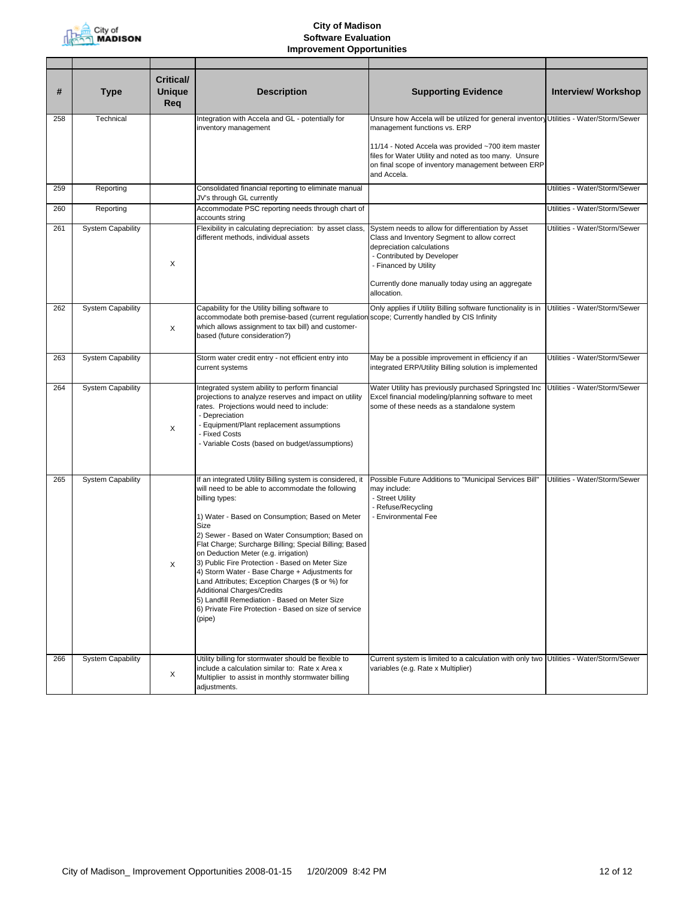# City of Madison
## Software Evaluation
## Improvement Opportunities

| # | Type | Critical/ Unique Req | Description | Supporting Evidence | Interview/ Workshop |
|---|---|---|---|---|---|
| 258 | Technical | | Integration with Accela and GL - potentially for inventory management | Unsure how Accela will be utilized for general inventory management functions vs. ERP<br><br>11/14 - Noted Accela was provided ~700 item master files for Water Utility and noted as too many. Unsure on final scope of inventory management between ERP and Accela. | Utilities - Water/Storm/Sewer |
| 259 | Reporting | | Consolidated financial reporting to eliminate manual JV's through GL currently | | Utilities - Water/Storm/Sewer |
| 260 | Reporting | | Accommodate PSC reporting needs through chart of accounts string | | Utilities - Water/Storm/Sewer |
| 261 | System Capability | X | Flexibility in calculating depreciation: by asset class, different methods, individual assets | System needs to allow for differentiation by Asset Class and Inventory Segment to allow correct depreciation calculations<br>- Contributed by Developer<br>- Financed by Utility<br><br>Currently done manually today using an aggregate allocation. | Utilities - Water/Storm/Sewer |
| 262 | System Capability | X | Capability for the Utility billing software to accommodate both premise-based (current regulation which allows assignment to tax bill) and customer-based (future consideration?) | Only applies if Utility Billing software functionality is in scope; Currently handled by CIS Infinity | Utilities - Water/Storm/Sewer |
| 263 | System Capability | | Storm water credit entry - not efficient entry into current systems | May be a possible improvement in efficiency if an integrated ERP/Utility Billing solution is implemented | Utilities - Water/Storm/Sewer |
| 264 | System Capability | X | Integrated system ability to perform financial projections to analyze reserves and impact on utility rates. Projections would need to include:<br>- Depreciation<br>- Equipment/Plant replacement assumptions<br>- Fixed Costs<br>- Variable Costs (based on budget/assumptions) | Water Utility has previously purchased Springsted Inc Excel financial modeling/planning software to meet some of these needs as a standalone system | Utilities - Water/Storm/Sewer |
| 265 | System Capability | X | If an integrated Utility Billing system is considered, it will need to be able to accommodate the following billing types:<br><br>1) Water - Based on Consumption; Based on Meter Size<br>2) Sewer - Based on Water Consumption; Based on Flat Charge; Surcharge Billing; Special Billing; Based on Deduction Meter (e.g. irrigation)<br>3) Public Fire Protection - Based on Meter Size<br>4) Storm Water - Base Charge + Adjustments for Land Attributes; Exception Charges ($ or %) for Additional Charges/Credits<br>5) Landfill Remediation - Based on Meter Size<br>6) Private Fire Protection - Based on size of service (pipe) | Possible Future Additions to "Municipal Services Bill" may include:<br>- Street Utility<br>- Refuse/Recycling<br>- Environmental Fee | Utilities - Water/Storm/Sewer |
| 266 | System Capability | X | Utility billing for stormwater should be flexible to include a calculation similar to: Rate x Area x Multiplier to assist in monthly stormwater billing adjustments. | Current system is limited to a calculation with only two variables (e.g. Rate x Multiplier) | Utilities - Water/Storm/Sewer |

City of Madison_ Improvement Opportunities 2008-01-15    1/20/2009 8:42 PM